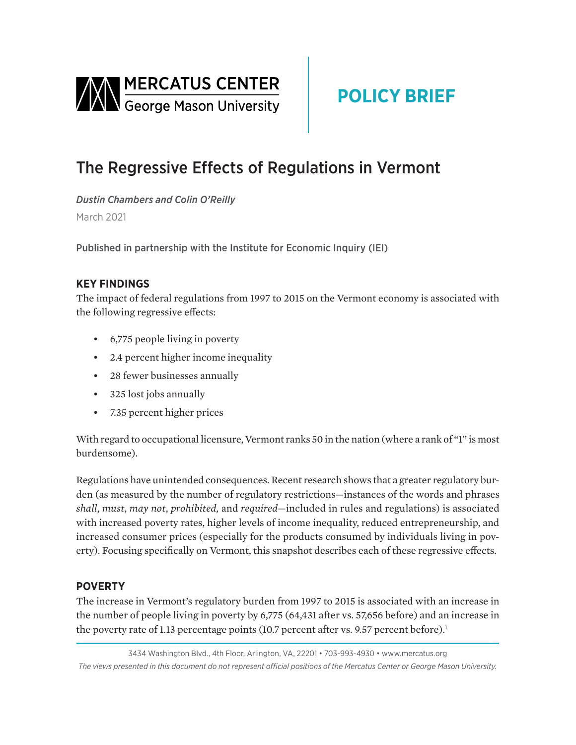MERCATUS CENTER
George Mason University

**POLICY BRIEF**

# The Regressive Effects of Regulations in Vermont

*Dustin Chambers and Colin O'Reilly*

March 2021

Published in partnership with the Institute for Economic Inquiry (IEI)

## KEY FINDINGS

The impact of federal regulations from 1997 to 2015 on the Vermont economy is associated with the following regressive effects:

- 6,775 people living in poverty
- 2.4 percent higher income inequality
- 28 fewer businesses annually
- 325 lost jobs annually
- 7.35 percent higher prices

With regard to occupational licensure, Vermont ranks 50 in the nation (where a rank of "1" is most burdensome).

Regulations have unintended consequences. Recent research shows that a greater regulatory burden (as measured by the number of regulatory restrictions—instances of the words and phrases *shall*, *must*, *may not*, *prohibited,* and *required*—included in rules and regulations) is associated with increased poverty rates, higher levels of income inequality, reduced entrepreneurship, and increased consumer prices (especially for the products consumed by individuals living in poverty). Focusing specifically on Vermont, this snapshot describes each of these regressive effects.

## POVERTY

The increase in Vermont's regulatory burden from 1997 to 2015 is associated with an increase in the number of people living in poverty by 6,775 (64,431 after vs. 57,656 before) and an increase in the poverty rate of 1.13 percentage points (10.7 percent after vs. 9.57 percent before).[1]

3434 Washington Blvd., 4th Floor, Arlington, VA, 22201 • 703-993-4930 • www.mercatus.org

*The views presented in this document do not represent official positions of the Mercatus Center or George Mason University.*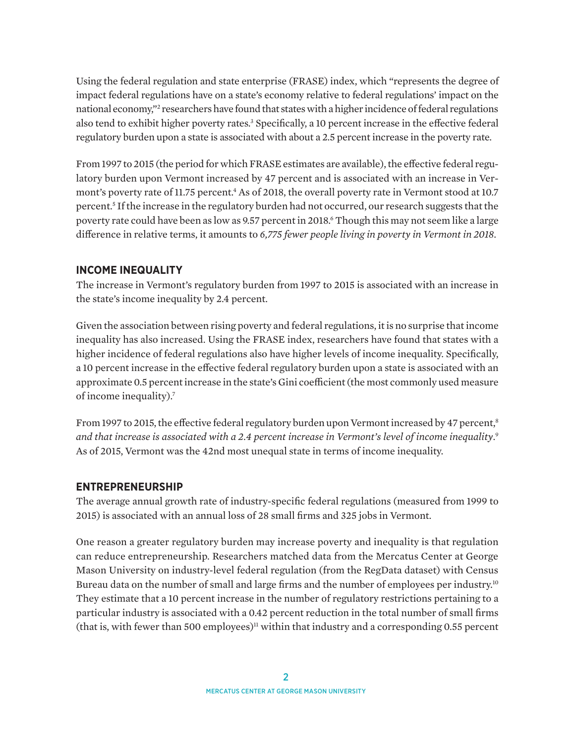Using the federal regulation and state enterprise (FRASE) index, which "represents the degree of impact federal regulations have on a state's economy relative to federal regulations' impact on the national economy,"[2] researchers have found that states with a higher incidence of federal regulations also tend to exhibit higher poverty rates.[3] Specifically, a 10 percent increase in the effective federal regulatory burden upon a state is associated with about a 2.5 percent increase in the poverty rate.

From 1997 to 2015 (the period for which FRASE estimates are available), the effective federal regulatory burden upon Vermont increased by 47 percent and is associated with an increase in Vermont's poverty rate of 11.75 percent.[4] As of 2018, the overall poverty rate in Vermont stood at 10.7 percent.[5] If the increase in the regulatory burden had not occurred, our research suggests that the poverty rate could have been as low as 9.57 percent in 2018.[6] Though this may not seem like a large difference in relative terms, it amounts to *6,775 fewer people living in poverty in Vermont in 2018*.

## INCOME INEQUALITY

The increase in Vermont's regulatory burden from 1997 to 2015 is associated with an increase in the state's income inequality by 2.4 percent.

Given the association between rising poverty and federal regulations, it is no surprise that income inequality has also increased. Using the FRASE index, researchers have found that states with a higher incidence of federal regulations also have higher levels of income inequality. Specifically, a 10 percent increase in the effective federal regulatory burden upon a state is associated with an approximate 0.5 percent increase in the state's Gini coefficient (the most commonly used measure of income inequality).[7]

From 1997 to 2015, the effective federal regulatory burden upon Vermont increased by 47 percent,[8] *and that increase is associated with a 2.4 percent increase in Vermont's level of income inequality*.[9] As of 2015, Vermont was the 42nd most unequal state in terms of income inequality.

## ENTREPRENEURSHIP

The average annual growth rate of industry-specific federal regulations (measured from 1999 to 2015) is associated with an annual loss of 28 small firms and 325 jobs in Vermont.

One reason a greater regulatory burden may increase poverty and inequality is that regulation can reduce entrepreneurship. Researchers matched data from the Mercatus Center at George Mason University on industry-level federal regulation (from the RegData dataset) with Census Bureau data on the number of small and large firms and the number of employees per industry.[10] They estimate that a 10 percent increase in the number of regulatory restrictions pertaining to a particular industry is associated with a 0.42 percent reduction in the total number of small firms (that is, with fewer than 500 employees)[11] within that industry and a corresponding 0.55 percent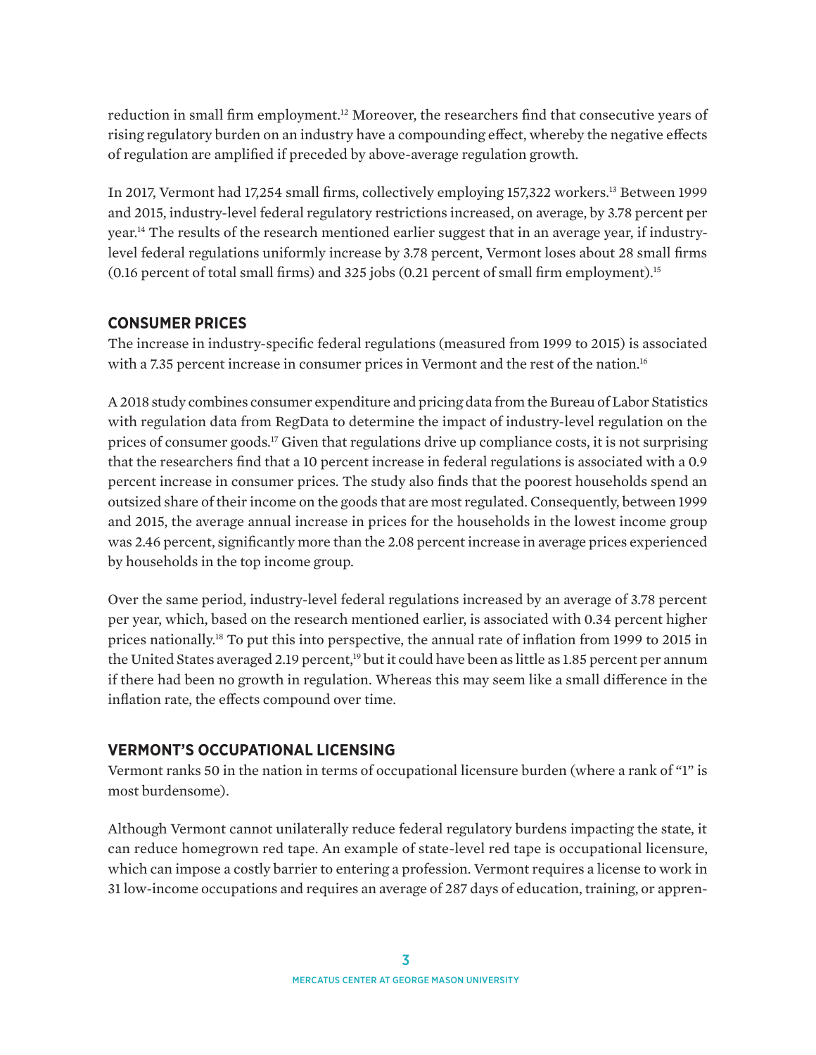reduction in small firm employment.[12] Moreover, the researchers find that consecutive years of rising regulatory burden on an industry have a compounding effect, whereby the negative effects of regulation are amplified if preceded by above-average regulation growth.

In 2017, Vermont had 17,254 small firms, collectively employing 157,322 workers.[13] Between 1999 and 2015, industry-level federal regulatory restrictions increased, on average, by 3.78 percent per year.[14] The results of the research mentioned earlier suggest that in an average year, if industry-level federal regulations uniformly increase by 3.78 percent, Vermont loses about 28 small firms (0.16 percent of total small firms) and 325 jobs (0.21 percent of small firm employment).[15]

## CONSUMER PRICES

The increase in industry-specific federal regulations (measured from 1999 to 2015) is associated with a 7.35 percent increase in consumer prices in Vermont and the rest of the nation.[16]

A 2018 study combines consumer expenditure and pricing data from the Bureau of Labor Statistics with regulation data from RegData to determine the impact of industry-level regulation on the prices of consumer goods.[17] Given that regulations drive up compliance costs, it is not surprising that the researchers find that a 10 percent increase in federal regulations is associated with a 0.9 percent increase in consumer prices. The study also finds that the poorest households spend an outsized share of their income on the goods that are most regulated. Consequently, between 1999 and 2015, the average annual increase in prices for the households in the lowest income group was 2.46 percent, significantly more than the 2.08 percent increase in average prices experienced by households in the top income group.

Over the same period, industry-level federal regulations increased by an average of 3.78 percent per year, which, based on the research mentioned earlier, is associated with 0.34 percent higher prices nationally.[18] To put this into perspective, the annual rate of inflation from 1999 to 2015 in the United States averaged 2.19 percent,[19] but it could have been as little as 1.85 percent per annum if there had been no growth in regulation. Whereas this may seem like a small difference in the inflation rate, the effects compound over time.

## VERMONT'S OCCUPATIONAL LICENSING

Vermont ranks 50 in the nation in terms of occupational licensure burden (where a rank of "1" is most burdensome).

Although Vermont cannot unilaterally reduce federal regulatory burdens impacting the state, it can reduce homegrown red tape. An example of state-level red tape is occupational licensure, which can impose a costly barrier to entering a profession. Vermont requires a license to work in 31 low-income occupations and requires an average of 287 days of education, training, or appren-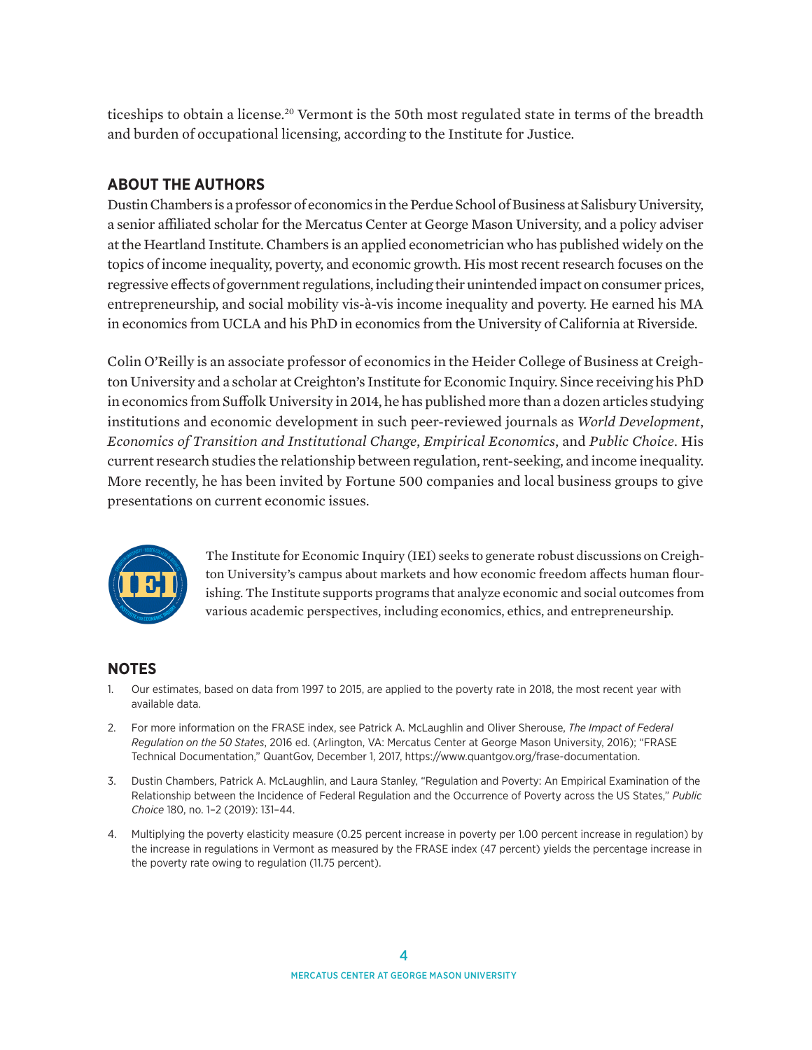ticeships to obtain a license.[20] Vermont is the 50th most regulated state in terms of the breadth and burden of occupational licensing, according to the Institute for Justice.

## ABOUT THE AUTHORS

Dustin Chambers is a professor of economics in the Perdue School of Business at Salisbury University, a senior affiliated scholar for the Mercatus Center at George Mason University, and a policy adviser at the Heartland Institute. Chambers is an applied econometrician who has published widely on the topics of income inequality, poverty, and economic growth. His most recent research focuses on the regressive effects of government regulations, including their unintended impact on consumer prices, entrepreneurship, and social mobility vis-à-vis income inequality and poverty. He earned his MA in economics from UCLA and his PhD in economics from the University of California at Riverside.

Colin O'Reilly is an associate professor of economics in the Heider College of Business at Creighton University and a scholar at Creighton's Institute for Economic Inquiry. Since receiving his PhD in economics from Suffolk University in 2014, he has published more than a dozen articles studying institutions and economic development in such peer-reviewed journals as *World Development*, *Economics of Transition and Institutional Change*, *Empirical Economics*, and *Public Choice*. His current research studies the relationship between regulation, rent-seeking, and income inequality. More recently, he has been invited by Fortune 500 companies and local business groups to give presentations on current economic issues.

The Institute for Economic Inquiry (IEI) seeks to generate robust discussions on Creighton University's campus about markets and how economic freedom affects human flourishing. The Institute supports programs that analyze economic and social outcomes from various academic perspectives, including economics, ethics, and entrepreneurship.

## NOTES

1. Our estimates, based on data from 1997 to 2015, are applied to the poverty rate in 2018, the most recent year with available data.
2. For more information on the FRASE index, see Patrick A. McLaughlin and Oliver Sherouse, *The Impact of Federal Regulation on the 50 States*, 2016 ed. (Arlington, VA: Mercatus Center at George Mason University, 2016); "FRASE Technical Documentation," QuantGov, December 1, 2017, https://www.quantgov.org/frase-documentation.
3. Dustin Chambers, Patrick A. McLaughlin, and Laura Stanley, "Regulation and Poverty: An Empirical Examination of the Relationship between the Incidence of Federal Regulation and the Occurrence of Poverty across the US States," *Public Choice* 180, no. 1–2 (2019): 131–44.
4. Multiplying the poverty elasticity measure (0.25 percent increase in poverty per 1.00 percent increase in regulation) by the increase in regulations in Vermont as measured by the FRASE index (47 percent) yields the percentage increase in the poverty rate owing to regulation (11.75 percent).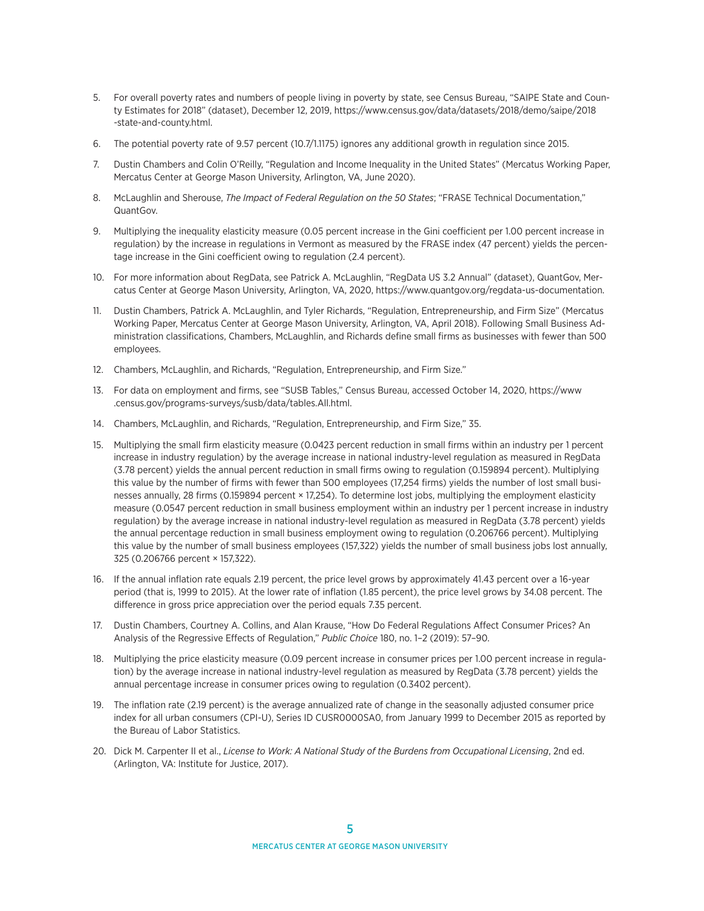5. For overall poverty rates and numbers of people living in poverty by state, see Census Bureau, "SAIPE State and County Estimates for 2018" (dataset), December 12, 2019, https://www.census.gov/data/datasets/2018/demo/saipe/2018-state-and-county.html.

6. The potential poverty rate of 9.57 percent (10.7/1.1175) ignores any additional growth in regulation since 2015.

7. Dustin Chambers and Colin O'Reilly, "Regulation and Income Inequality in the United States" (Mercatus Working Paper, Mercatus Center at George Mason University, Arlington, VA, June 2020).

8. McLaughlin and Sherouse, *The Impact of Federal Regulation on the 50 States*; "FRASE Technical Documentation," QuantGov.

9. Multiplying the inequality elasticity measure (0.05 percent increase in the Gini coefficient per 1.00 percent increase in regulation) by the increase in regulations in Vermont as measured by the FRASE index (47 percent) yields the percentage increase in the Gini coefficient owing to regulation (2.4 percent).

10. For more information about RegData, see Patrick A. McLaughlin, "RegData US 3.2 Annual" (dataset), QuantGov, Mercatus Center at George Mason University, Arlington, VA, 2020, https://www.quantgov.org/regdata-us-documentation.

11. Dustin Chambers, Patrick A. McLaughlin, and Tyler Richards, "Regulation, Entrepreneurship, and Firm Size" (Mercatus Working Paper, Mercatus Center at George Mason University, Arlington, VA, April 2018). Following Small Business Administration classifications, Chambers, McLaughlin, and Richards define small firms as businesses with fewer than 500 employees.

12. Chambers, McLaughlin, and Richards, "Regulation, Entrepreneurship, and Firm Size."

13. For data on employment and firms, see "SUSB Tables," Census Bureau, accessed October 14, 2020, https://www.census.gov/programs-surveys/susb/data/tables.All.html.

14. Chambers, McLaughlin, and Richards, "Regulation, Entrepreneurship, and Firm Size," 35.

15. Multiplying the small firm elasticity measure (0.0423 percent reduction in small firms within an industry per 1 percent increase in industry regulation) by the average increase in national industry-level regulation as measured in RegData (3.78 percent) yields the annual percent reduction in small firms owing to regulation (0.159894 percent). Multiplying this value by the number of firms with fewer than 500 employees (17,254 firms) yields the number of lost small businesses annually, 28 firms (0.159894 percent × 17,254). To determine lost jobs, multiplying the employment elasticity measure (0.0547 percent reduction in small business employment within an industry per 1 percent increase in industry regulation) by the average increase in national industry-level regulation as measured in RegData (3.78 percent) yields the annual percentage reduction in small business employment owing to regulation (0.206766 percent). Multiplying this value by the number of small business employees (157,322) yields the number of small business jobs lost annually, 325 (0.206766 percent × 157,322).

16. If the annual inflation rate equals 2.19 percent, the price level grows by approximately 41.43 percent over a 16-year period (that is, 1999 to 2015). At the lower rate of inflation (1.85 percent), the price level grows by 34.08 percent. The difference in gross price appreciation over the period equals 7.35 percent.

17. Dustin Chambers, Courtney A. Collins, and Alan Krause, "How Do Federal Regulations Affect Consumer Prices? An Analysis of the Regressive Effects of Regulation," *Public Choice* 180, no. 1–2 (2019): 57–90.

18. Multiplying the price elasticity measure (0.09 percent increase in consumer prices per 1.00 percent increase in regulation) by the average increase in national industry-level regulation as measured by RegData (3.78 percent) yields the annual percentage increase in consumer prices owing to regulation (0.3402 percent).

19. The inflation rate (2.19 percent) is the average annualized rate of change in the seasonally adjusted consumer price index for all urban consumers (CPI-U), Series ID CUSR0000SA0, from January 1999 to December 2015 as reported by the Bureau of Labor Statistics.

20. Dick M. Carpenter II et al., *License to Work: A National Study of the Burdens from Occupational Licensing*, 2nd ed. (Arlington, VA: Institute for Justice, 2017).